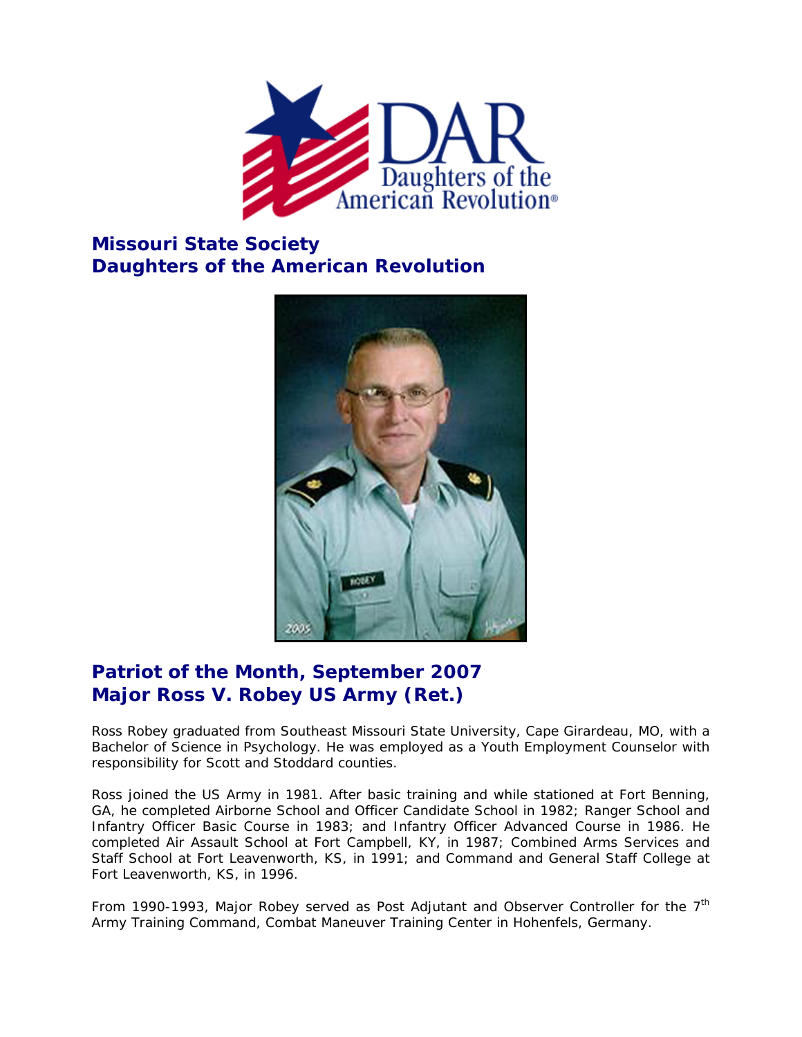## Missouri State Society
## Daughters of the American Revolution

## Patriot of the Month, September 2007
## Major Ross V. Robey US Army (Ret.)

Ross Robey graduated from Southeast Missouri State University, Cape Girardeau, MO, with a Bachelor of Science in Psychology. He was employed as a Youth Employment Counselor with responsibility for Scott and Stoddard counties.

Ross joined the US Army in 1981. After basic training and while stationed at Fort Benning, GA, he completed Airborne School and Officer Candidate School in 1982; Ranger School and Infantry Officer Basic Course in 1983; and Infantry Officer Advanced Course in 1986. He completed Air Assault School at Fort Campbell, KY, in 1987; Combined Arms Services and Staff School at Fort Leavenworth, KS, in 1991; and Command and General Staff College at Fort Leavenworth, KS, in 1996.

From 1990-1993, Major Robey served as Post Adjutant and Observer Controller for the 7th Army Training Command, Combat Maneuver Training Center in Hohenfels, Germany.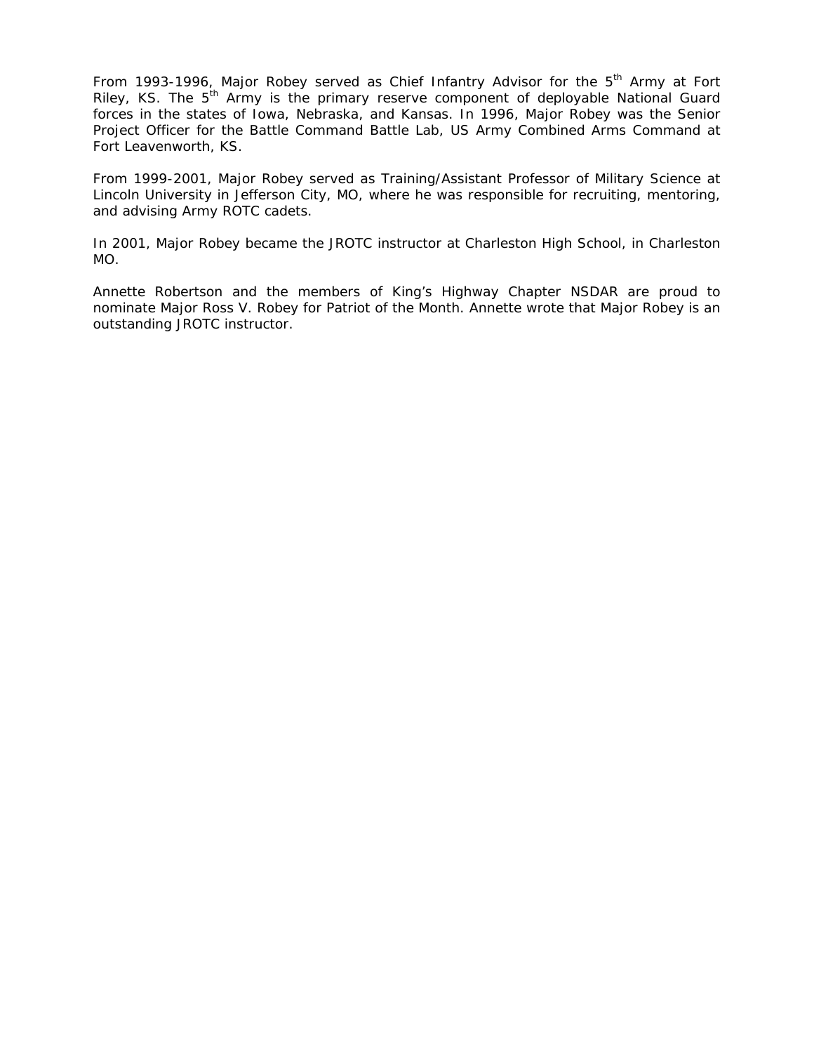From 1993-1996, Major Robey served as Chief Infantry Advisor for the 5th Army at Fort Riley, KS. The 5th Army is the primary reserve component of deployable National Guard forces in the states of Iowa, Nebraska, and Kansas. In 1996, Major Robey was the Senior Project Officer for the Battle Command Battle Lab, US Army Combined Arms Command at Fort Leavenworth, KS.

From 1999-2001, Major Robey served as Training/Assistant Professor of Military Science at Lincoln University in Jefferson City, MO, where he was responsible for recruiting, mentoring, and advising Army ROTC cadets.

In 2001, Major Robey became the JROTC instructor at Charleston High School, in Charleston MO.

Annette Robertson and the members of King's Highway Chapter NSDAR are proud to nominate Major Ross V. Robey for Patriot of the Month. Annette wrote that Major Robey is an outstanding JROTC instructor.